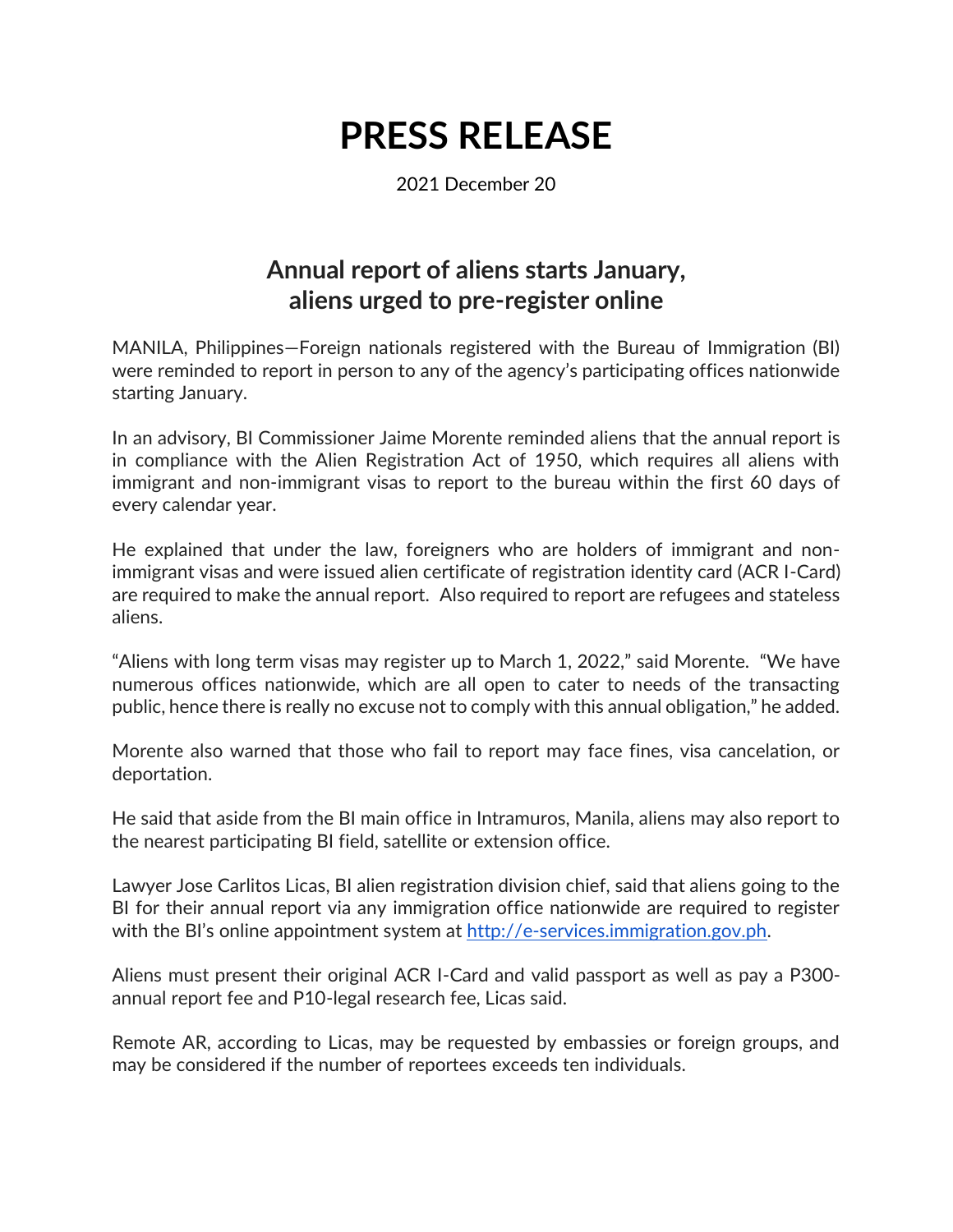# PRESS RELEASE

2021 December 20

## Annual report of aliens starts January, aliens urged to pre-register online

MANILA, Philippines—Foreign nationals registered with the Bureau of Immigration (BI) were reminded to report in person to any of the agency's participating offices nationwide starting January.

In an advisory, BI Commissioner Jaime Morente reminded aliens that the annual report is in compliance with the Alien Registration Act of 1950, which requires all aliens with immigrant and non-immigrant visas to report to the bureau within the first 60 days of every calendar year.

He explained that under the law, foreigners who are holders of immigrant and non-immigrant visas and were issued alien certificate of registration identity card (ACR I-Card) are required to make the annual report. Also required to report are refugees and stateless aliens.

"Aliens with long term visas may register up to March 1, 2022," said Morente. "We have numerous offices nationwide, which are all open to cater to needs of the transacting public, hence there is really no excuse not to comply with this annual obligation," he added.

Morente also warned that those who fail to report may face fines, visa cancelation, or deportation.

He said that aside from the BI main office in Intramuros, Manila, aliens may also report to the nearest participating BI field, satellite or extension office.

Lawyer Jose Carlitos Licas, BI alien registration division chief, said that aliens going to the BI for their annual report via any immigration office nationwide are required to register with the BI's online appointment system at [http://e-services.immigration.gov.ph](http://e-services.immigration.gov.ph).

Aliens must present their original ACR I-Card and valid passport as well as pay a P300-annual report fee and P10-legal research fee, Licas said.

Remote AR, according to Licas, may be requested by embassies or foreign groups, and may be considered if the number of reportees exceeds ten individuals.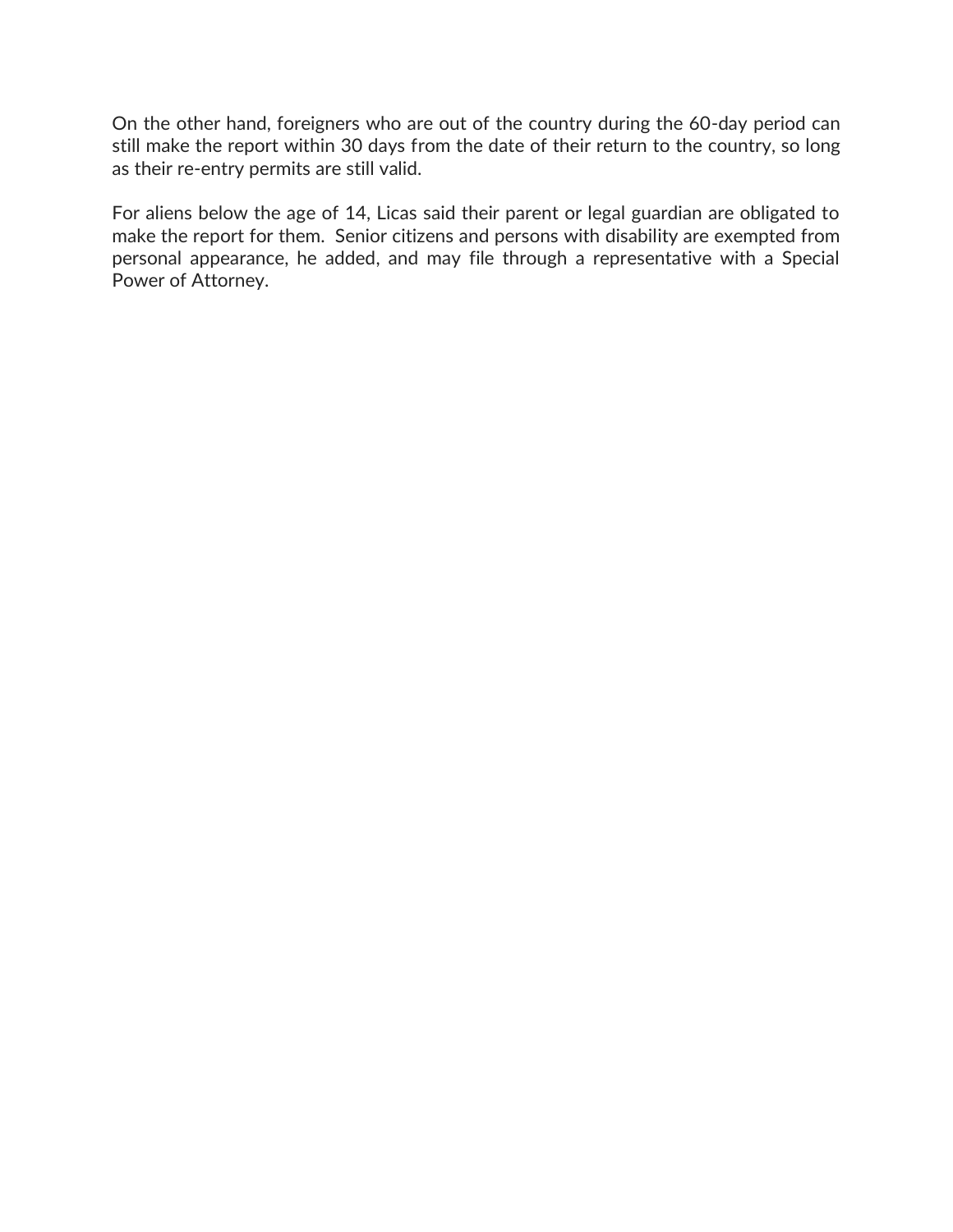On the other hand, foreigners who are out of the country during the 60-day period can still make the report within 30 days from the date of their return to the country, so long as their re-entry permits are still valid.

For aliens below the age of 14, Licas said their parent or legal guardian are obligated to make the report for them. Senior citizens and persons with disability are exempted from personal appearance, he added, and may file through a representative with a Special Power of Attorney.